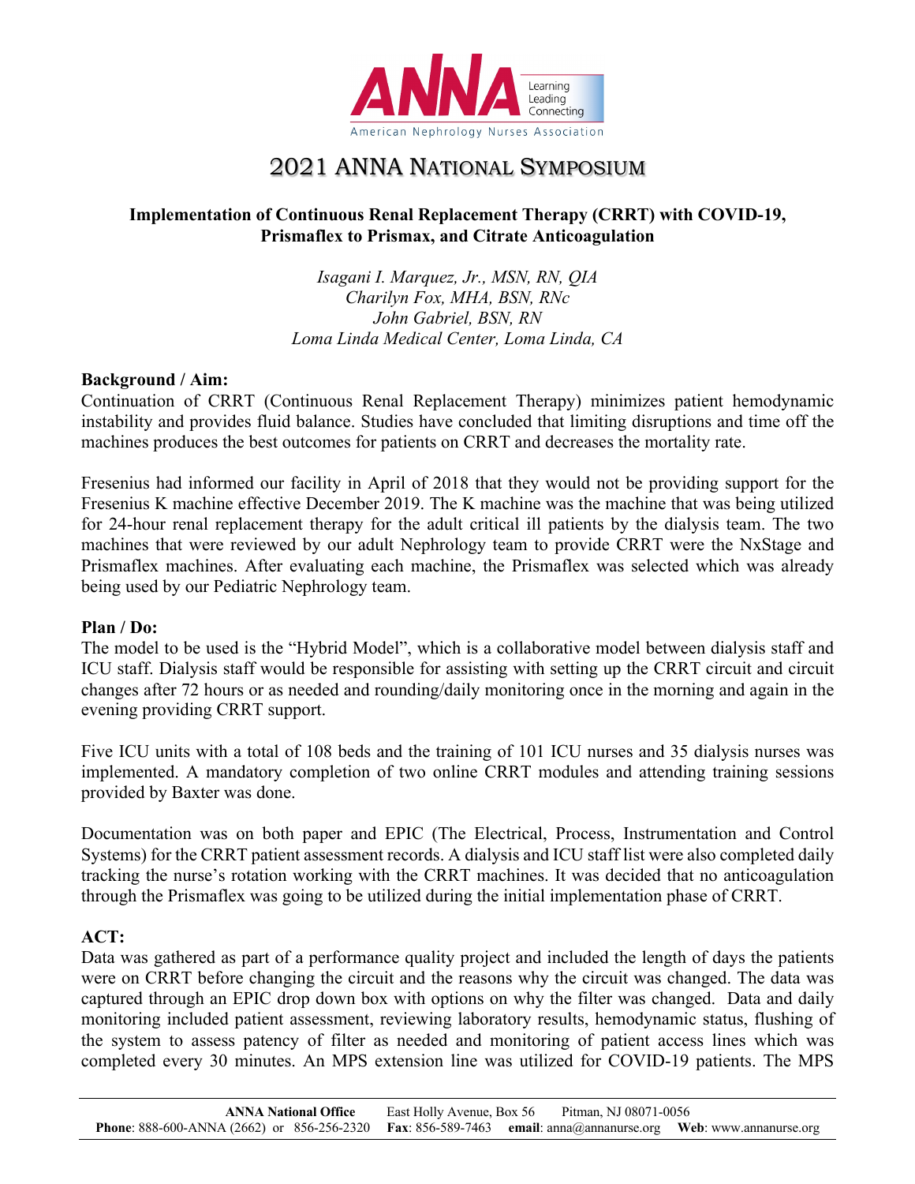# 2021 ANNA National Symposium

**Implementation of Continuous Renal Replacement Therapy (CRRT) with COVID-19, Prismaflex to Prismax, and Citrate Anticoagulation**

*Isagani I. Marquez, Jr., MSN, RN, QIA*
*Charilyn Fox, MHA, BSN, RNc*
*John Gabriel, BSN, RN*
*Loma Linda Medical Center, Loma Linda, CA*

**Background / Aim:**

Continuation of CRRT (Continuous Renal Replacement Therapy) minimizes patient hemodynamic instability and provides fluid balance. Studies have concluded that limiting disruptions and time off the machines produces the best outcomes for patients on CRRT and decreases the mortality rate.

Fresenius had informed our facility in April of 2018 that they would not be providing support for the Fresenius K machine effective December 2019. The K machine was the machine that was being utilized for 24-hour renal replacement therapy for the adult critical ill patients by the dialysis team. The two machines that were reviewed by our adult Nephrology team to provide CRRT were the NxStage and Prismaflex machines. After evaluating each machine, the Prismaflex was selected which was already being used by our Pediatric Nephrology team.

**Plan / Do:**

The model to be used is the "Hybrid Model", which is a collaborative model between dialysis staff and ICU staff. Dialysis staff would be responsible for assisting with setting up the CRRT circuit and circuit changes after 72 hours or as needed and rounding/daily monitoring once in the morning and again in the evening providing CRRT support.

Five ICU units with a total of 108 beds and the training of 101 ICU nurses and 35 dialysis nurses was implemented. A mandatory completion of two online CRRT modules and attending training sessions provided by Baxter was done.

Documentation was on both paper and EPIC (The Electrical, Process, Instrumentation and Control Systems) for the CRRT patient assessment records. A dialysis and ICU staff list were also completed daily tracking the nurse's rotation working with the CRRT machines. It was decided that no anticoagulation through the Prismaflex was going to be utilized during the initial implementation phase of CRRT.

**ACT:**

Data was gathered as part of a performance quality project and included the length of days the patients were on CRRT before changing the circuit and the reasons why the circuit was changed. The data was captured through an EPIC drop down box with options on why the filter was changed. Data and daily monitoring included patient assessment, reviewing laboratory results, hemodynamic status, flushing of the system to assess patency of filter as needed and monitoring of patient access lines which was completed every 30 minutes. An MPS extension line was utilized for COVID-19 patients. The MPS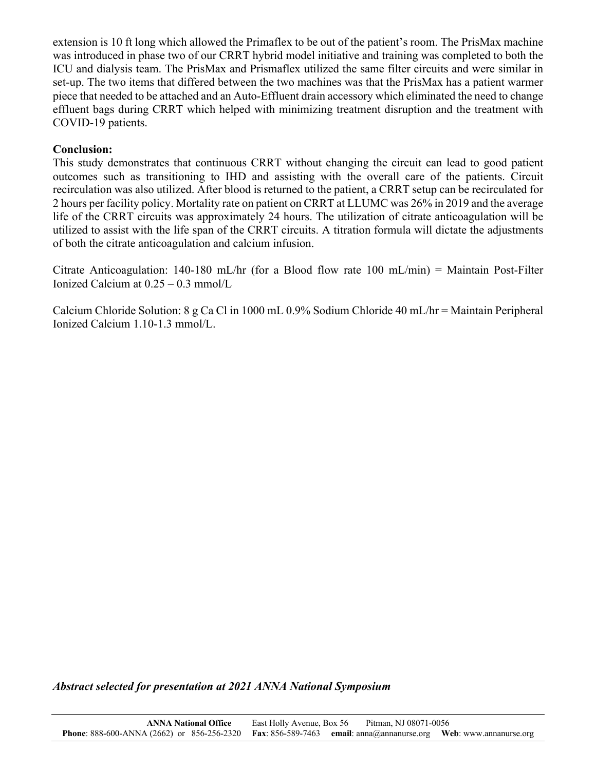extension is 10 ft long which allowed the Primaflex to be out of the patient's room. The PrisMax machine was introduced in phase two of our CRRT hybrid model initiative and training was completed to both the ICU and dialysis team. The PrisMax and Prismaflex utilized the same filter circuits and were similar in set-up. The two items that differed between the two machines was that the PrisMax has a patient warmer piece that needed to be attached and an Auto-Effluent drain accessory which eliminated the need to change effluent bags during CRRT which helped with minimizing treatment disruption and the treatment with COVID-19 patients.

**Conclusion:**

This study demonstrates that continuous CRRT without changing the circuit can lead to good patient outcomes such as transitioning to IHD and assisting with the overall care of the patients. Circuit recirculation was also utilized. After blood is returned to the patient, a CRRT setup can be recirculated for 2 hours per facility policy. Mortality rate on patient on CRRT at LLUMC was 26% in 2019 and the average life of the CRRT circuits was approximately 24 hours. The utilization of citrate anticoagulation will be utilized to assist with the life span of the CRRT circuits. A titration formula will dictate the adjustments of both the citrate anticoagulation and calcium infusion.

Citrate Anticoagulation: 140-180 mL/hr (for a Blood flow rate 100 mL/min) = Maintain Post-Filter Ionized Calcium at 0.25 – 0.3 mmol/L

Calcium Chloride Solution: 8 g Ca Cl in 1000 mL 0.9% Sodium Chloride 40 mL/hr = Maintain Peripheral Ionized Calcium 1.10-1.3 mmol/L.

***Abstract selected for presentation at 2021 ANNA National Symposium***